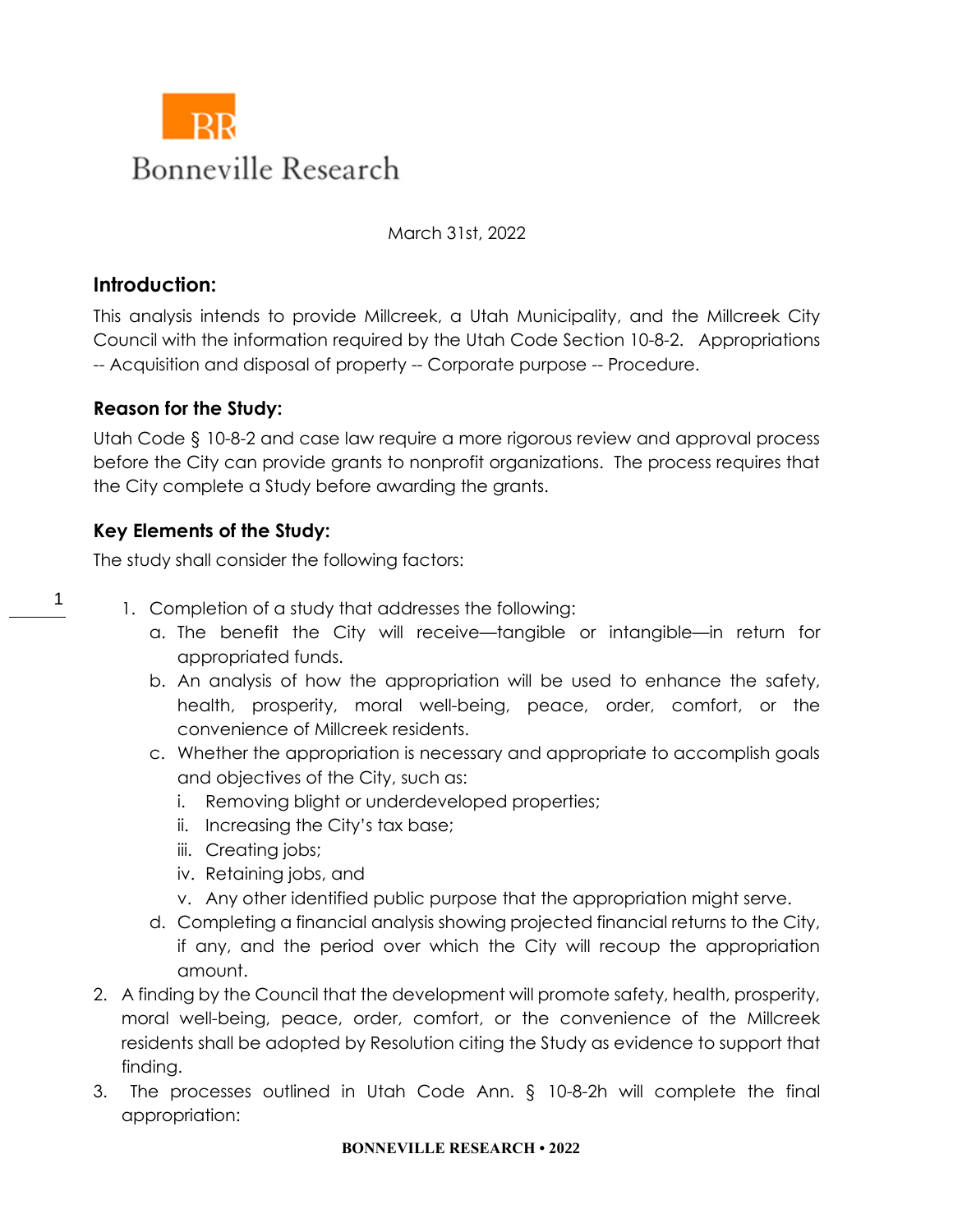Bonneville Research

March 31st, 2022

## Introduction:

This analysis intends to provide Millcreek, a Utah Municipality, and the Millcreek City Council with the information required by the Utah Code Section 10-8-2. Appropriations -- Acquisition and disposal of property -- Corporate purpose -- Procedure.

### Reason for the Study:

Utah Code § 10-8-2 and case law require a more rigorous review and approval process before the City can provide grants to nonprofit organizations. The process requires that the City complete a Study before awarding the grants.

### Key Elements of the Study:

The study shall consider the following factors:

1. Completion of a study that addresses the following:
   a. The benefit the City will receive—tangible or intangible—in return for appropriated funds.
   b. An analysis of how the appropriation will be used to enhance the safety, health, prosperity, moral well-being, peace, order, comfort, or the convenience of Millcreek residents.
   c. Whether the appropriation is necessary and appropriate to accomplish goals and objectives of the City, such as:
      i. Removing blight or underdeveloped properties;
      ii. Increasing the City's tax base;
      iii. Creating jobs;
      iv. Retaining jobs, and
      v. Any other identified public purpose that the appropriation might serve.
   d. Completing a financial analysis showing projected financial returns to the City, if any, and the period over which the City will recoup the appropriation amount.
2. A finding by the Council that the development will promote safety, health, prosperity, moral well-being, peace, order, comfort, or the convenience of the Millcreek residents shall be adopted by Resolution citing the Study as evidence to support that finding.
3. The processes outlined in Utah Code Ann. § 10-8-2h will complete the final appropriation: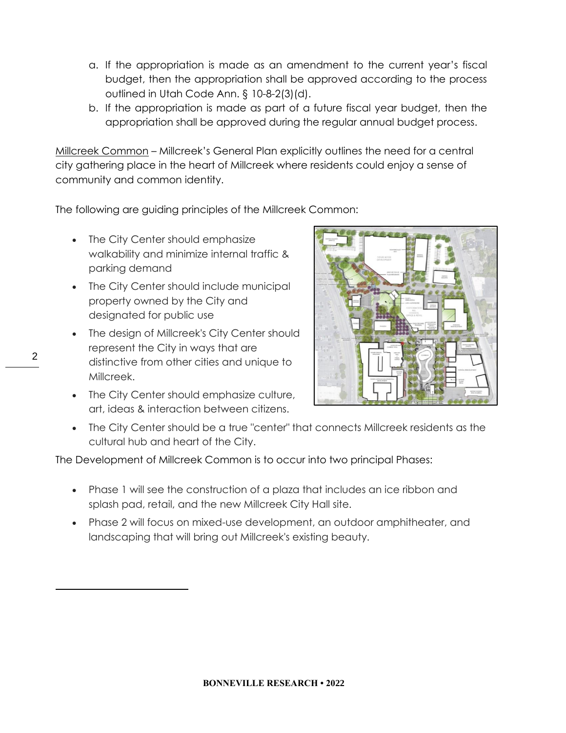a. If the appropriation is made as an amendment to the current year's fiscal budget, then the appropriation shall be approved according to the process outlined in Utah Code Ann. § 10-8-2(3)(d).

b. If the appropriation is made as part of a future fiscal year budget, then the appropriation shall be approved during the regular annual budget process.

<u>Millcreek Common</u> – Millcreek's General Plan explicitly outlines the need for a central city gathering place in the heart of Millcreek where residents could enjoy a sense of community and common identity.

The following are guiding principles of the Millcreek Common:

- The City Center should emphasize walkability and minimize internal traffic & parking demand
- The City Center should include municipal property owned by the City and designated for public use
- The design of Millcreek's City Center should represent the City in ways that are distinctive from other cities and unique to Millcreek.
- The City Center should emphasize culture, art, ideas & interaction between citizens.
- The City Center should be a true "center" that connects Millcreek residents as the cultural hub and heart of the City.

The Development of Millcreek Common is to occur into two principal Phases:

- Phase 1 will see the construction of a plaza that includes an ice ribbon and splash pad, retail, and the new Millcreek City Hall site.
- Phase 2 will focus on mixed-use development, an outdoor amphitheater, and landscaping that will bring out Millcreek's existing beauty.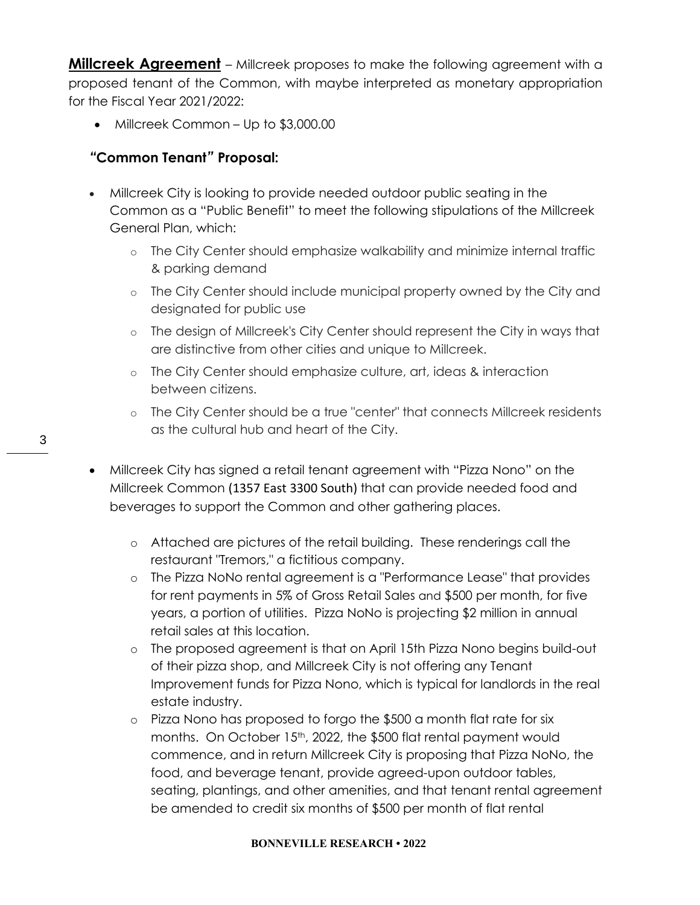**Millcreek Agreement** – Millcreek proposes to make the following agreement with a proposed tenant of the Common, with maybe interpreted as monetary appropriation for the Fiscal Year 2021/2022:

- Millcreek Common – Up to $3,000.00

### "Common Tenant" Proposal:

- Millcreek City is looking to provide needed outdoor public seating in the Common as a "Public Benefit" to meet the following stipulations of the Millcreek General Plan, which:
  - The City Center should emphasize walkability and minimize internal traffic & parking demand
  - The City Center should include municipal property owned by the City and designated for public use
  - The design of Millcreek's City Center should represent the City in ways that are distinctive from other cities and unique to Millcreek.
  - The City Center should emphasize culture, art, ideas & interaction between citizens.
  - The City Center should be a true "center" that connects Millcreek residents as the cultural hub and heart of the City.
- Millcreek City has signed a retail tenant agreement with "Pizza Nono" on the Millcreek Common (1357 East 3300 South) that can provide needed food and beverages to support the Common and other gathering places.
  - Attached are pictures of the retail building. These renderings call the restaurant "Tremors," a fictitious company.
  - The Pizza NoNo rental agreement is a "Performance Lease" that provides for rent payments in 5% of Gross Retail Sales and $500 per month, for five years, a portion of utilities. Pizza NoNo is projecting $2 million in annual retail sales at this location.
  - The proposed agreement is that on April 15th Pizza Nono begins build-out of their pizza shop, and Millcreek City is not offering any Tenant Improvement funds for Pizza Nono, which is typical for landlords in the real estate industry.
  - Pizza Nono has proposed to forgo the $500 a month flat rate for six months. On October 15th, 2022, the $500 flat rental payment would commence, and in return Millcreek City is proposing that Pizza NoNo, the food, and beverage tenant, provide agreed-upon outdoor tables, seating, plantings, and other amenities, and that tenant rental agreement be amended to credit six months of $500 per month of flat rental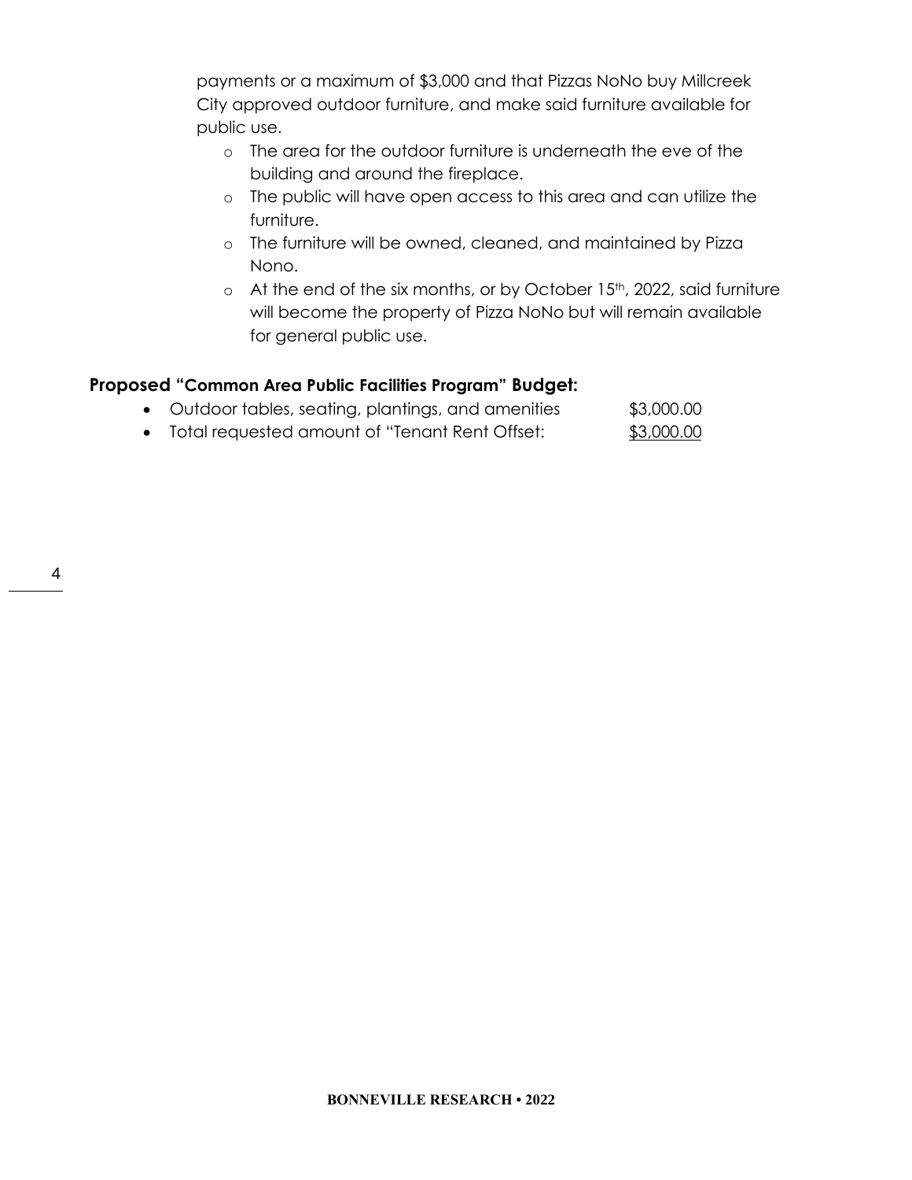payments or a maximum of $3,000 and that Pizzas NoNo buy Millcreek City approved outdoor furniture, and make said furniture available for public use.

- The area for the outdoor furniture is underneath the eve of the building and around the fireplace.
- The public will have open access to this area and can utilize the furniture.
- The furniture will be owned, cleaned, and maintained by Pizza Nono.
- At the end of the six months, or by October 15th, 2022, said furniture will become the property of Pizza NoNo but will remain available for general public use.

### Proposed "Common Area Public Facilities Program" Budget:

- Outdoor tables, seating, plantings, and amenities $3,000.00
- Total requested amount of "Tenant Rent Offset: <u>$3,000.00</u>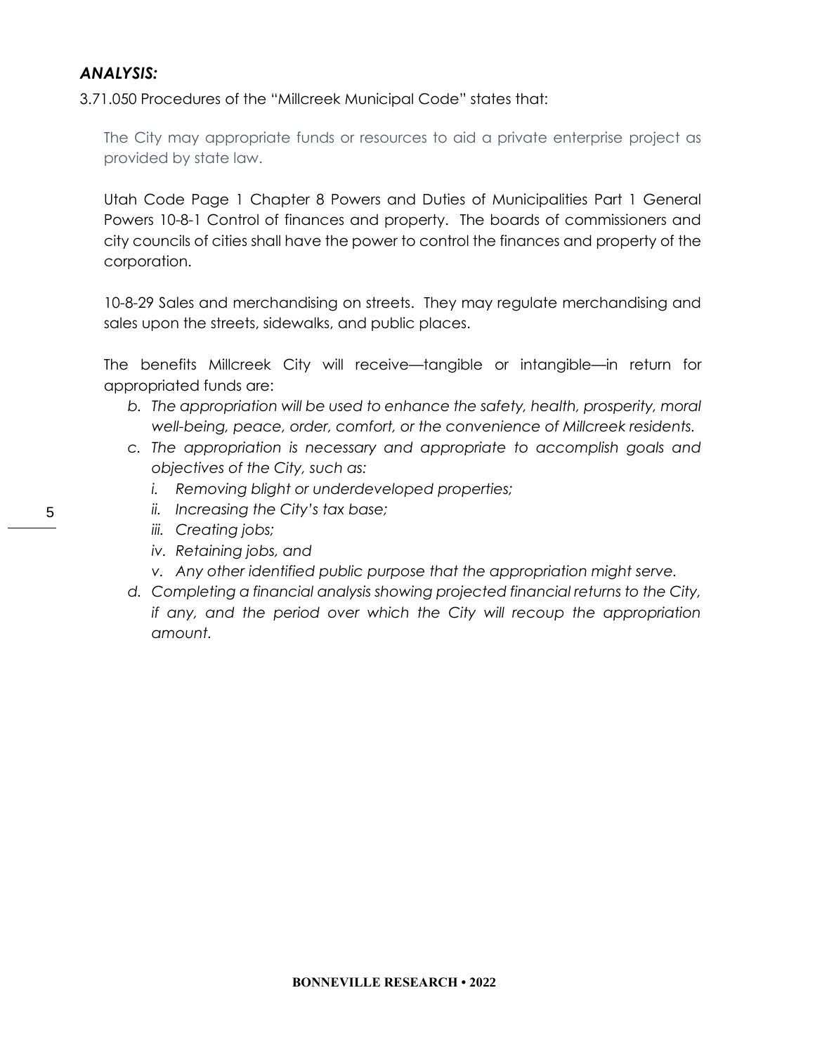### *ANALYSIS:*

3.71.050 Procedures of the "Millcreek Municipal Code" states that:

> The City may appropriate funds or resources to aid a private enterprise project as provided by state law.
>
> Utah Code Page 1 Chapter 8 Powers and Duties of Municipalities Part 1 General Powers 10-8-1 Control of finances and property. The boards of commissioners and city councils of cities shall have the power to control the finances and property of the corporation.
>
> 10-8-29 Sales and merchandising on streets. They may regulate merchandising and sales upon the streets, sidewalks, and public places.
>
> The benefits Millcreek City will receive—tangible or intangible—in return for appropriated funds are:
>
> b. *The appropriation will be used to enhance the safety, health, prosperity, moral well-being, peace, order, comfort, or the convenience of Millcreek residents.*
> c. *The appropriation is necessary and appropriate to accomplish goals and objectives of the City, such as:*
>     i. *Removing blight or underdeveloped properties;*
>     ii. *Increasing the City's tax base;*
>     iii. *Creating jobs;*
>     iv. *Retaining jobs, and*
>     v. *Any other identified public purpose that the appropriation might serve.*
> d. *Completing a financial analysis showing projected financial returns to the City, if any, and the period over which the City will recoup the appropriation amount.*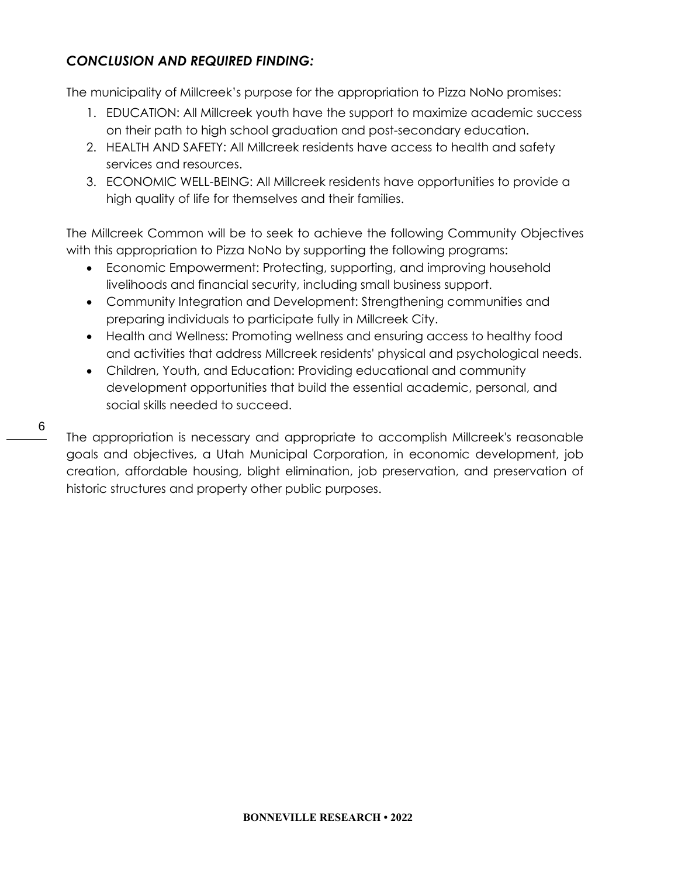## *CONCLUSION AND REQUIRED FINDING:*

The municipality of Millcreek's purpose for the appropriation to Pizza NoNo promises:

1. EDUCATION: All Millcreek youth have the support to maximize academic success on their path to high school graduation and post-secondary education.
2. HEALTH AND SAFETY: All Millcreek residents have access to health and safety services and resources.
3. ECONOMIC WELL-BEING: All Millcreek residents have opportunities to provide a high quality of life for themselves and their families.

The Millcreek Common will be to seek to achieve the following Community Objectives with this appropriation to Pizza NoNo by supporting the following programs:

- Economic Empowerment: Protecting, supporting, and improving household livelihoods and financial security, including small business support.
- Community Integration and Development: Strengthening communities and preparing individuals to participate fully in Millcreek City.
- Health and Wellness: Promoting wellness and ensuring access to healthy food and activities that address Millcreek residents' physical and psychological needs.
- Children, Youth, and Education: Providing educational and community development opportunities that build the essential academic, personal, and social skills needed to succeed.

The appropriation is necessary and appropriate to accomplish Millcreek's reasonable goals and objectives, a Utah Municipal Corporation, in economic development, job creation, affordable housing, blight elimination, job preservation, and preservation of historic structures and property other public purposes.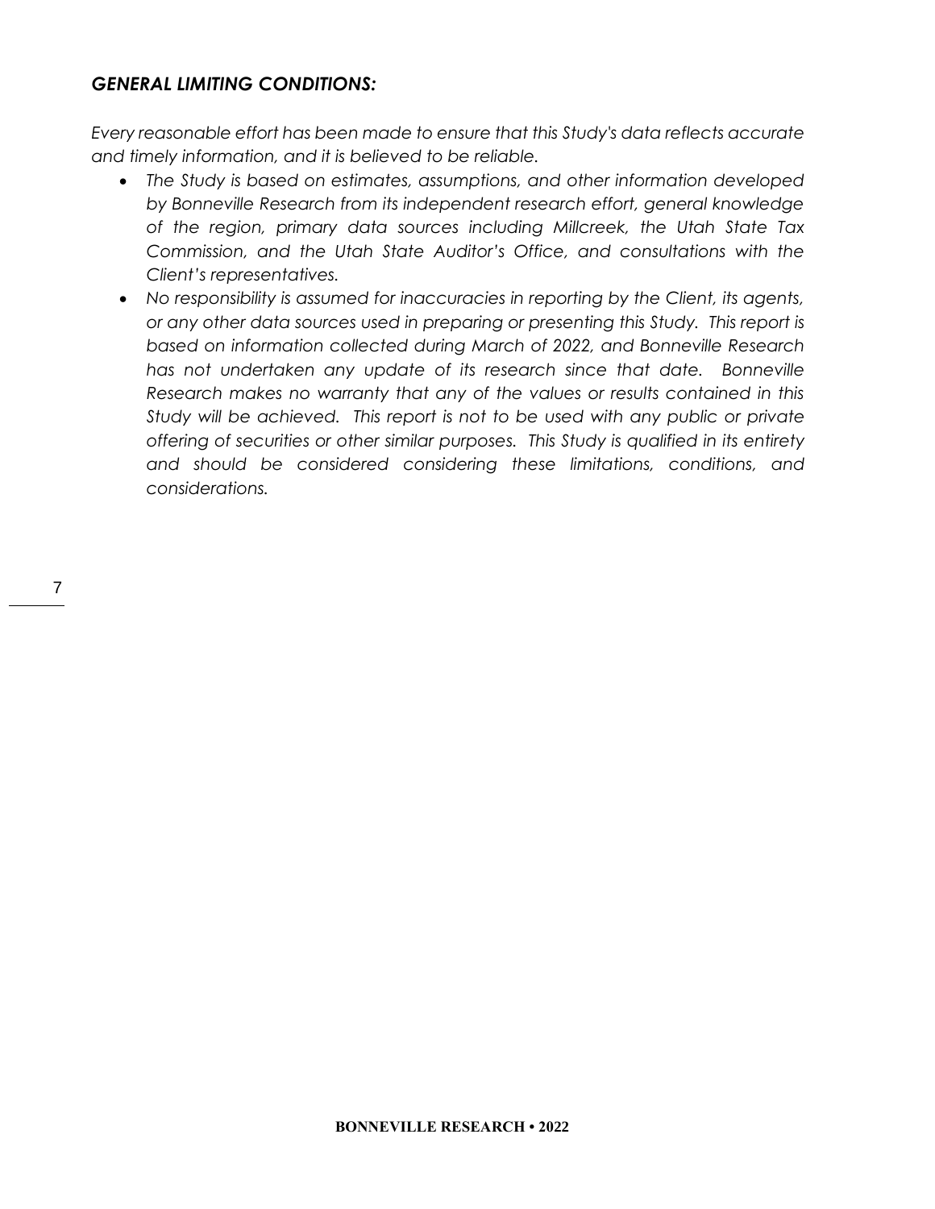### *GENERAL LIMITING CONDITIONS:*

*Every reasonable effort has been made to ensure that this Study's data reflects accurate and timely information, and it is believed to be reliable.*

- *The Study is based on estimates, assumptions, and other information developed by Bonneville Research from its independent research effort, general knowledge of the region, primary data sources including Millcreek, the Utah State Tax Commission, and the Utah State Auditor's Office, and consultations with the Client's representatives.*
- *No responsibility is assumed for inaccuracies in reporting by the Client, its agents, or any other data sources used in preparing or presenting this Study. This report is based on information collected during March of 2022, and Bonneville Research has not undertaken any update of its research since that date. Bonneville Research makes no warranty that any of the values or results contained in this Study will be achieved. This report is not to be used with any public or private offering of securities or other similar purposes. This Study is qualified in its entirety and should be considered considering these limitations, conditions, and considerations.*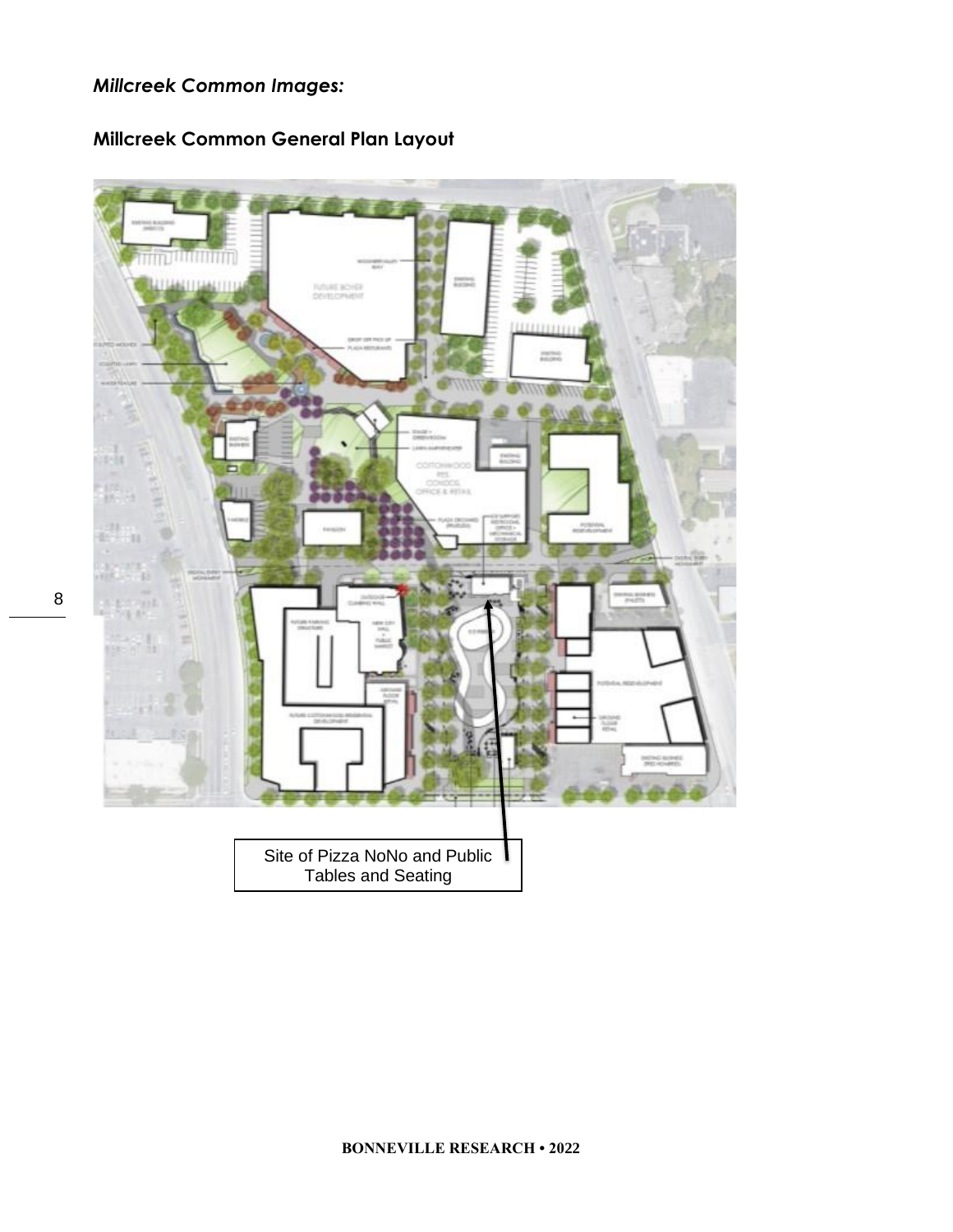*Millcreek Common Images:*

**Millcreek Common General Plan Layout**

Site of Pizza NoNo and Public Tables and Seating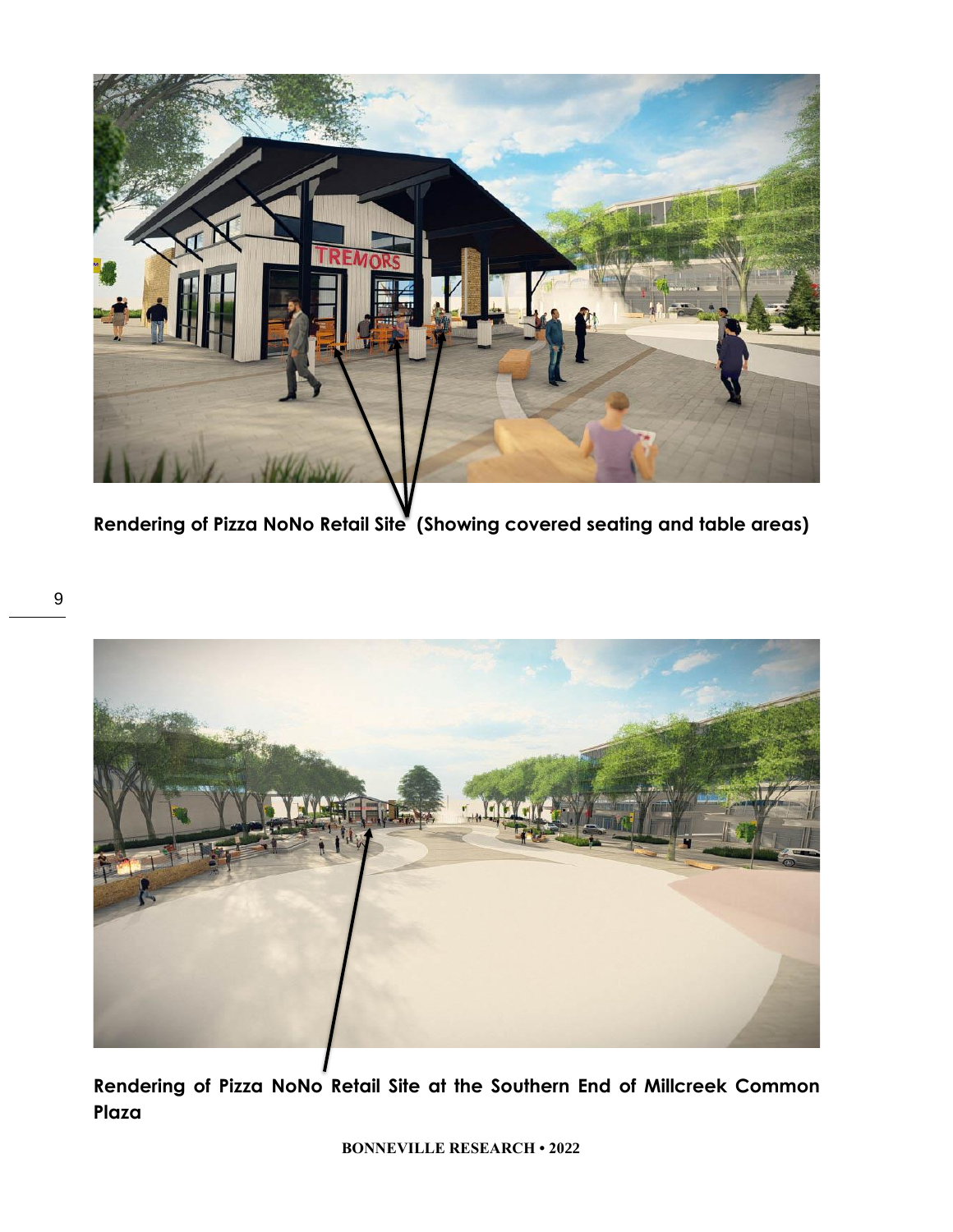**Rendering of Pizza NoNo Retail Site (Showing covered seating and table areas)**

**Rendering of Pizza NoNo Retail Site at the Southern End of Millcreek Common Plaza**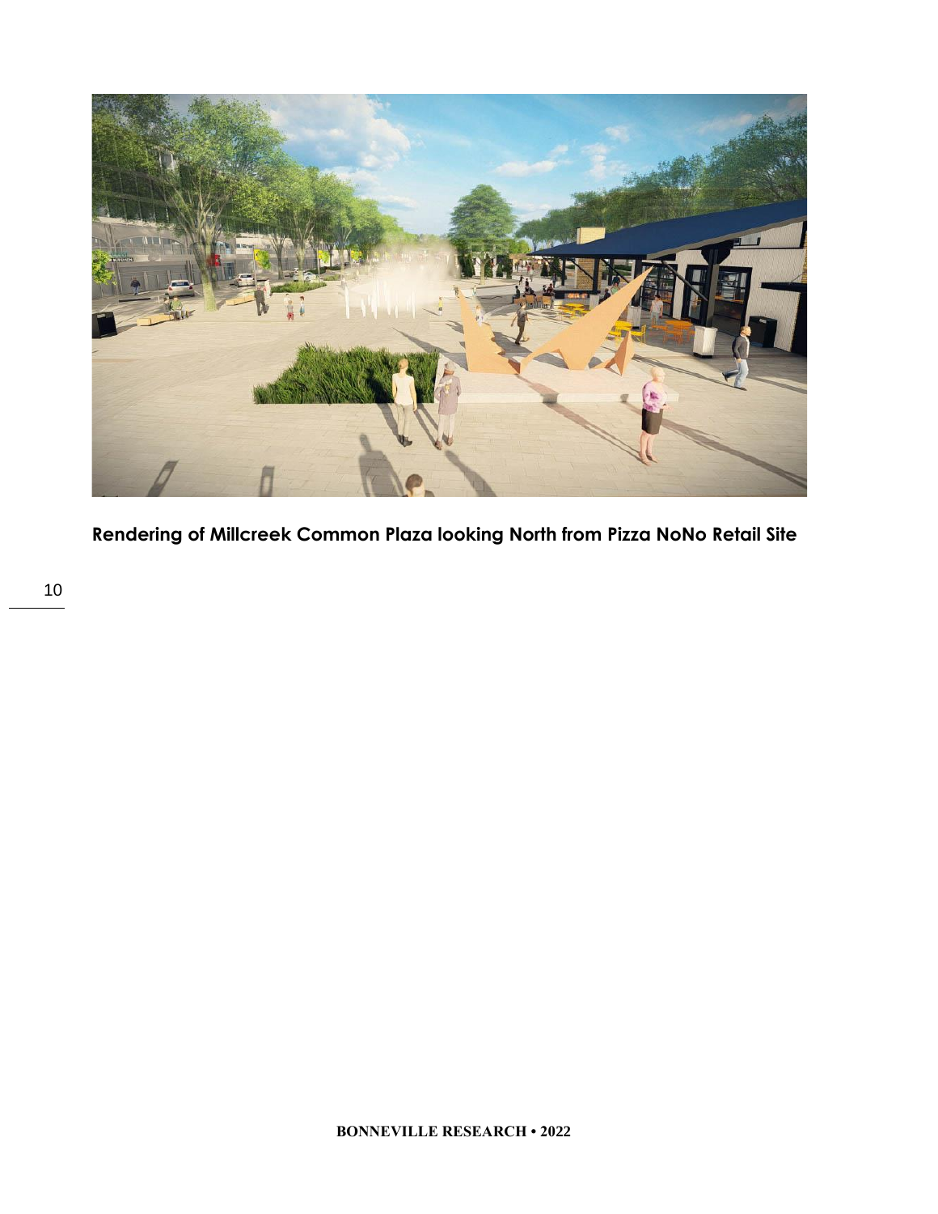**Rendering of Millcreek Common Plaza looking North from Pizza NoNo Retail Site**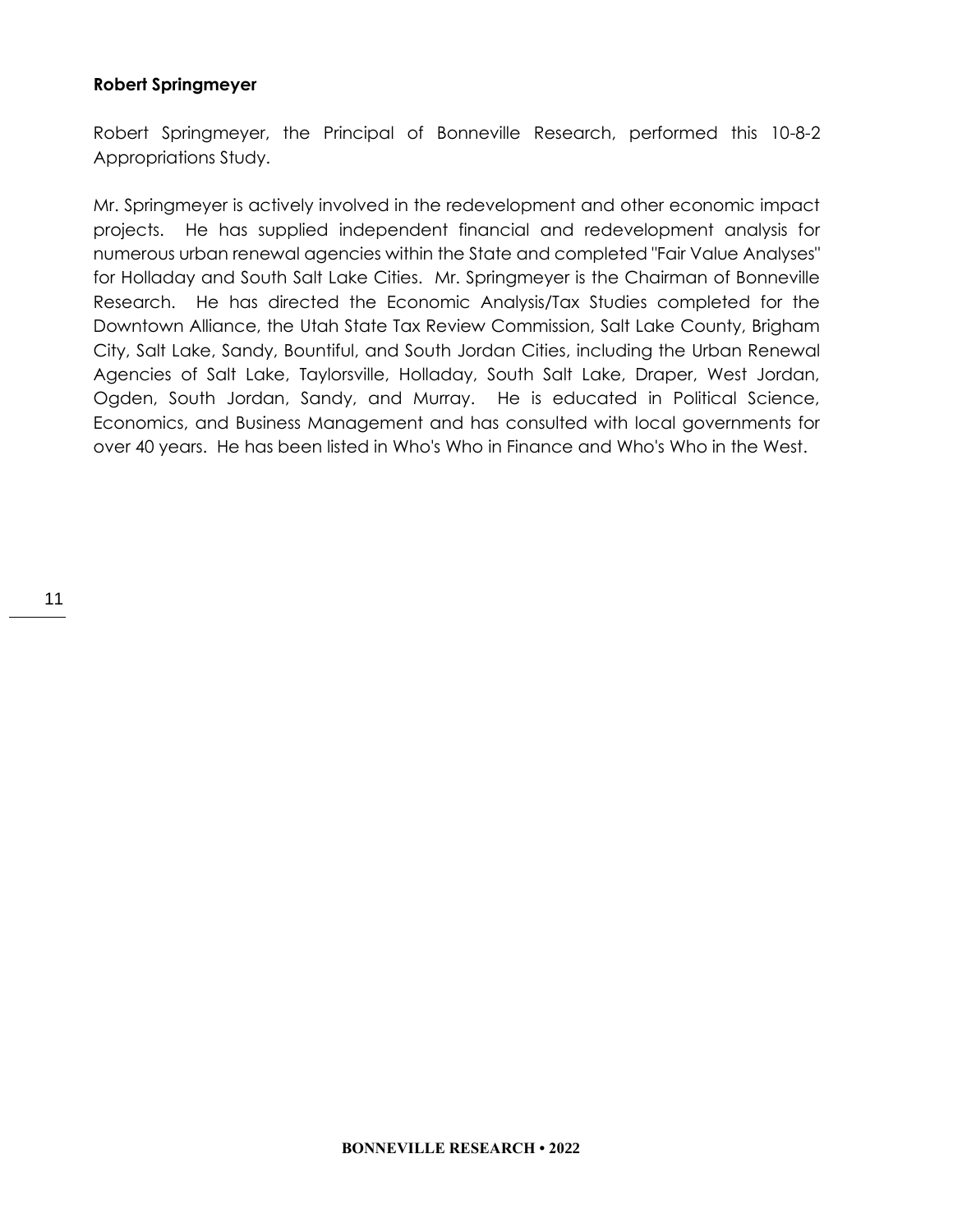**Robert Springmeyer**

Robert Springmeyer, the Principal of Bonneville Research, performed this 10-8-2 Appropriations Study.

Mr. Springmeyer is actively involved in the redevelopment and other economic impact projects. He has supplied independent financial and redevelopment analysis for numerous urban renewal agencies within the State and completed "Fair Value Analyses" for Holladay and South Salt Lake Cities. Mr. Springmeyer is the Chairman of Bonneville Research. He has directed the Economic Analysis/Tax Studies completed for the Downtown Alliance, the Utah State Tax Review Commission, Salt Lake County, Brigham City, Salt Lake, Sandy, Bountiful, and South Jordan Cities, including the Urban Renewal Agencies of Salt Lake, Taylorsville, Holladay, South Salt Lake, Draper, West Jordan, Ogden, South Jordan, Sandy, and Murray. He is educated in Political Science, Economics, and Business Management and has consulted with local governments for over 40 years. He has been listed in Who's Who in Finance and Who's Who in the West.